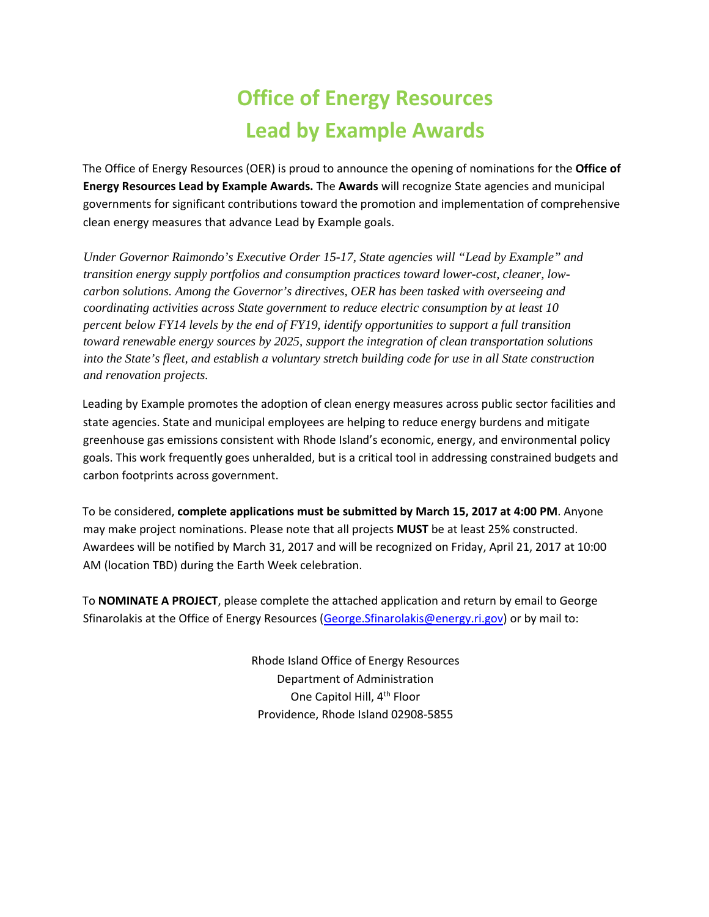# Office of Energy Resources
# Lead by Example Awards

The Office of Energy Resources (OER) is proud to announce the opening of nominations for the **Office of Energy Resources Lead by Example Awards.** The **Awards** will recognize State agencies and municipal governments for significant contributions toward the promotion and implementation of comprehensive clean energy measures that advance Lead by Example goals.

*Under Governor Raimondo's Executive Order 15-17, State agencies will "Lead by Example" and transition energy supply portfolios and consumption practices toward lower-cost, cleaner, low-carbon solutions. Among the Governor's directives, OER has been tasked with overseeing and coordinating activities across State government to reduce electric consumption by at least 10 percent below FY14 levels by the end of FY19, identify opportunities to support a full transition toward renewable energy sources by 2025, support the integration of clean transportation solutions into the State's fleet, and establish a voluntary stretch building code for use in all State construction and renovation projects.*

Leading by Example promotes the adoption of clean energy measures across public sector facilities and state agencies. State and municipal employees are helping to reduce energy burdens and mitigate greenhouse gas emissions consistent with Rhode Island's economic, energy, and environmental policy goals. This work frequently goes unheralded, but is a critical tool in addressing constrained budgets and carbon footprints across government.

To be considered, **complete applications must be submitted by March 15, 2017 at 4:00 PM**. Anyone may make project nominations. Please note that all projects **MUST** be at least 25% constructed. Awardees will be notified by March 31, 2017 and will be recognized on Friday, April 21, 2017 at 10:00 AM (location TBD) during the Earth Week celebration.

To **NOMINATE A PROJECT**, please complete the attached application and return by email to George Sfinarolakis at the Office of Energy Resources (George.Sfinarolakis@energy.ri.gov) or by mail to:

Rhode Island Office of Energy Resources
Department of Administration
One Capitol Hill, 4th Floor
Providence, Rhode Island 02908-5855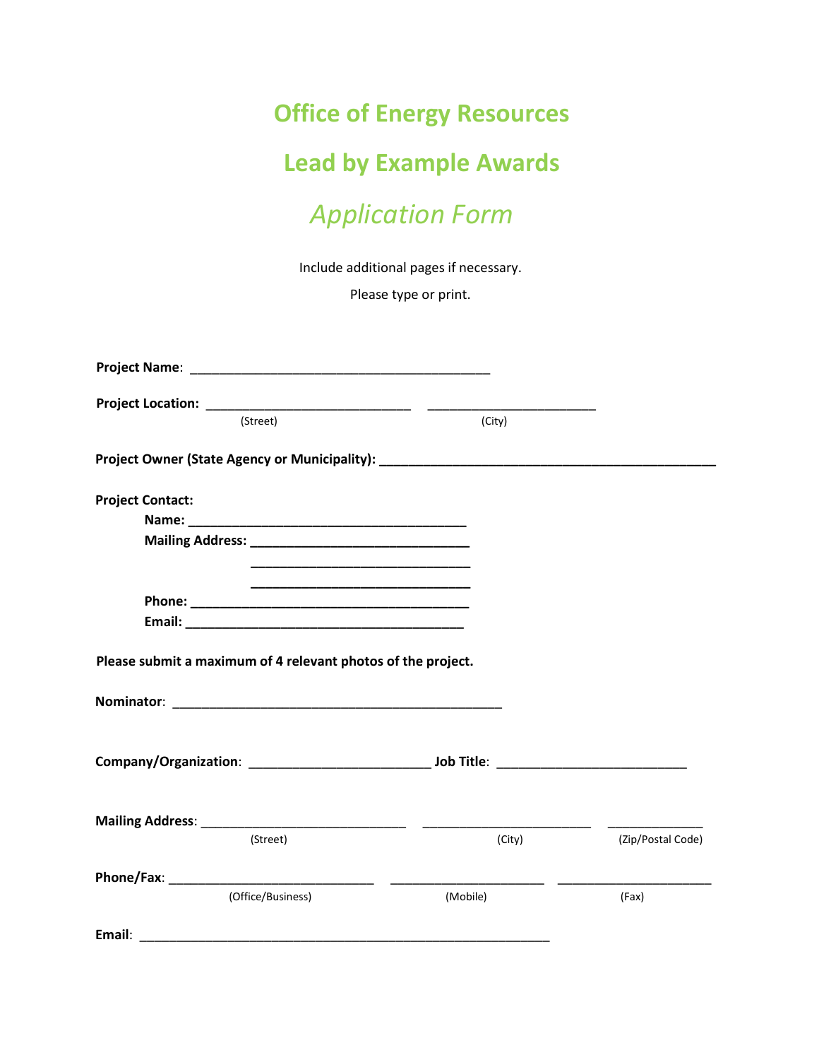# Office of Energy Resources

# Lead by Example Awards

## *Application Form*

Include additional pages if necessary.

Please type or print.

**Project Name**: ___________________________________________

**Project Location:** _____________________________ _______________________

(Street) (City)

**Project Owner (State Agency or Municipality): ______________________________________________**

**Project Contact:**

**Name: _______________________________________**

**Mailing Address: ______________________________**

**______________________________**

**______________________________**

**Phone: _______________________________________**

**Email: _______________________________________**

**Please submit a maximum of 4 relevant photos of the project.**

**Nominator**: _______________________________________________

**Company/Organization**: _________________________ **Job Title**: __________________________

**Mailing Address**: _____________________________ _______________________ _____________

(Street) (City) (Zip/Postal Code)

**Phone/Fax**: _____________________________ _____________________ _____________________

(Office/Business) (Mobile) (Fax)

**Email**: __________________________________________________________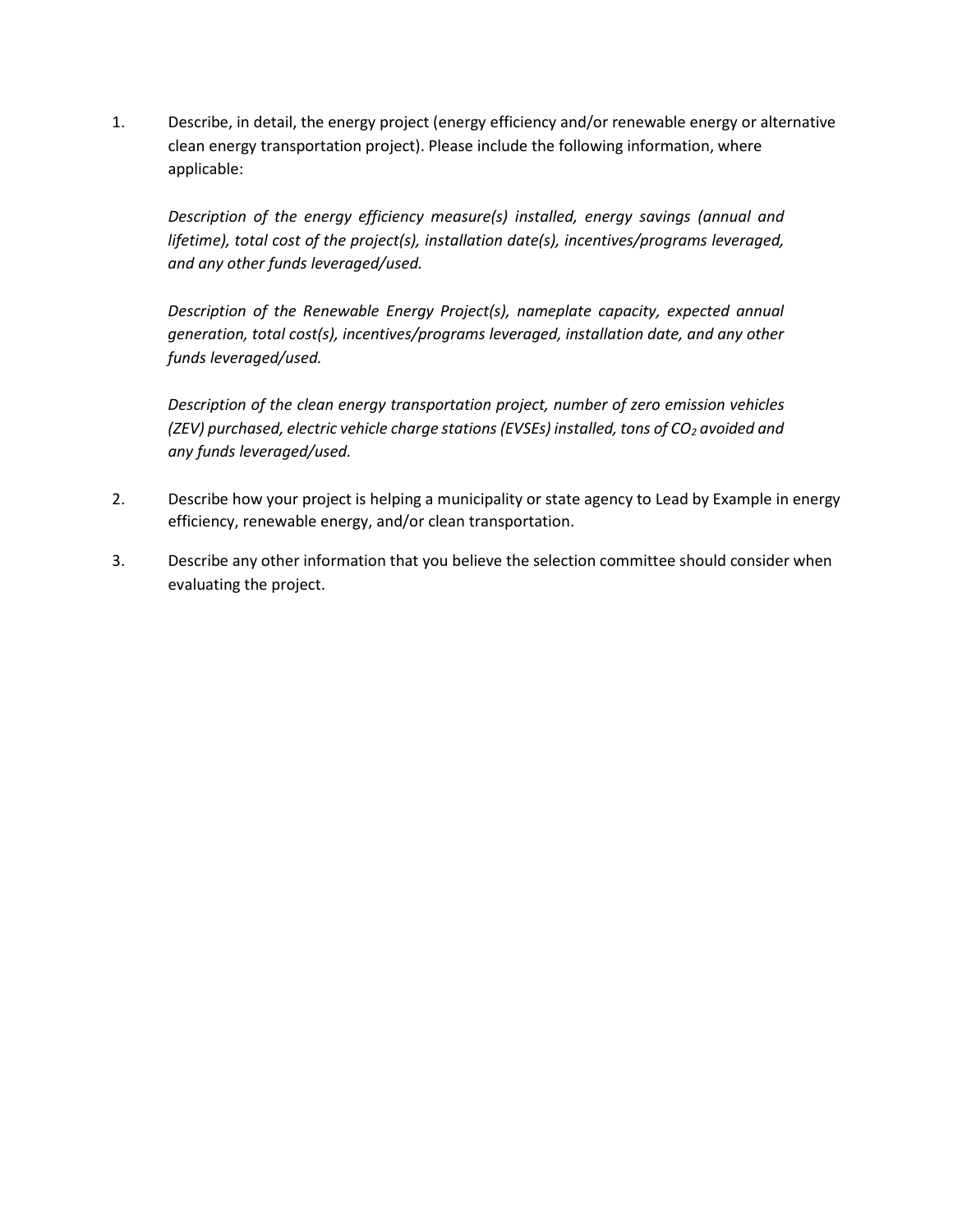1. Describe, in detail, the energy project (energy efficiency and/or renewable energy or alternative clean energy transportation project). Please include the following information, where applicable:

   *Description of the energy efficiency measure(s) installed, energy savings (annual and lifetime), total cost of the project(s), installation date(s), incentives/programs leveraged, and any other funds leveraged/used.*

   *Description of the Renewable Energy Project(s), nameplate capacity, expected annual generation, total cost(s), incentives/programs leveraged, installation date, and any other funds leveraged/used.*

   *Description of the clean energy transportation project, number of zero emission vehicles (ZEV) purchased, electric vehicle charge stations (EVSEs) installed, tons of $CO_2$ avoided and any funds leveraged/used.*

2. Describe how your project is helping a municipality or state agency to Lead by Example in energy efficiency, renewable energy, and/or clean transportation.

3. Describe any other information that you believe the selection committee should consider when evaluating the project.